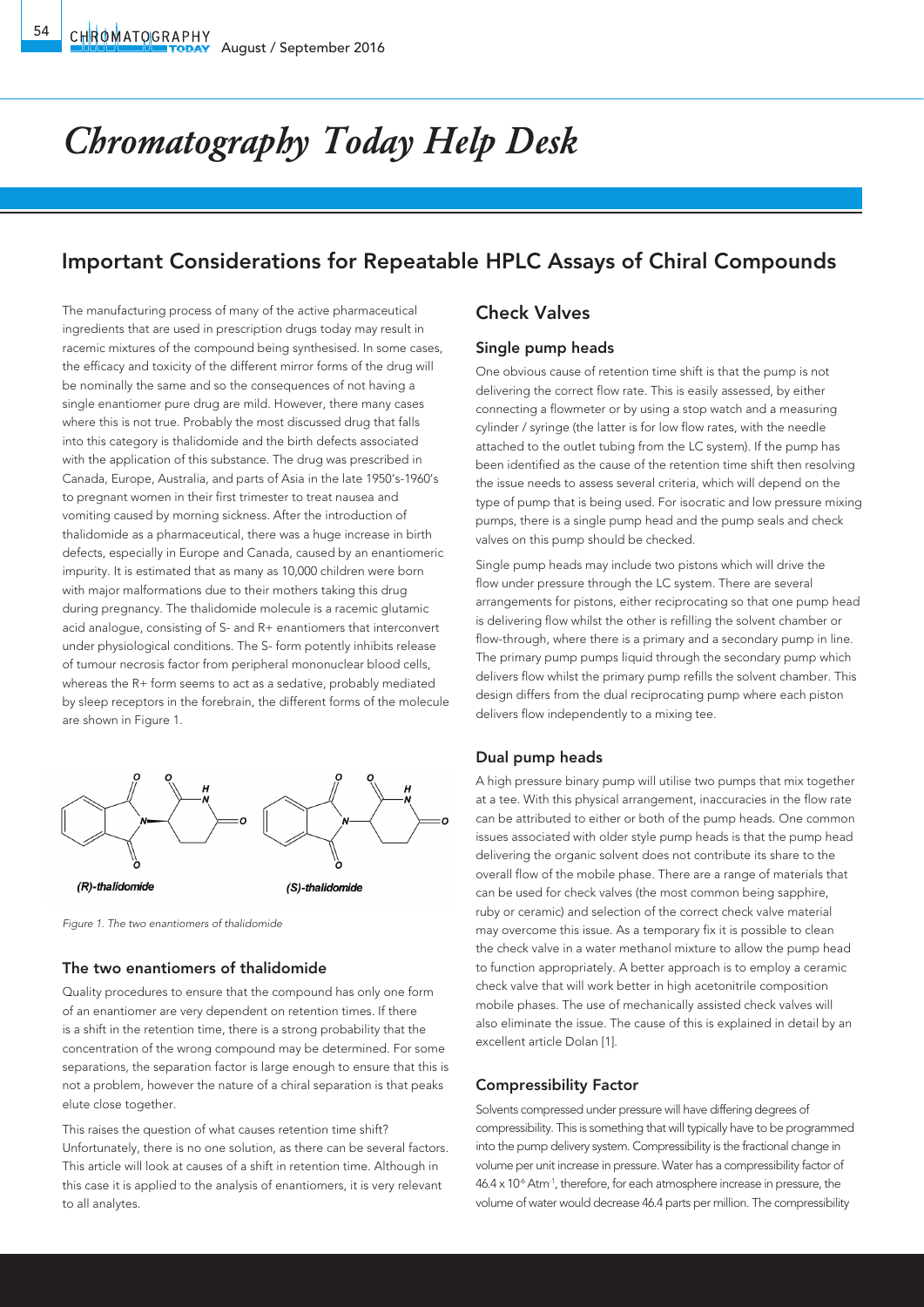# Chromatography Today Help Desk

## Important Considerations for Repeatable HPLC Assays of Chiral Compounds

The manufacturing process of many of the active pharmaceutical ingredients that are used in prescription drugs today may result in racemic mixtures of the compound being synthesised. In some cases, the efficacy and toxicity of the different mirror forms of the drug will be nominally the same and so the consequences of not having a single enantiomer pure drug are mild. However, there many cases where this is not true. Probably the most discussed drug that falls into this category is thalidomide and the birth defects associated with the application of this substance. The drug was prescribed in Canada, Europe, Australia, and parts of Asia in the late 1950's-1960's to pregnant women in their first trimester to treat nausea and vomiting caused by morning sickness. After the introduction of thalidomide as a pharmaceutical, there was a huge increase in birth defects, especially in Europe and Canada, caused by an enantiomeric impurity. It is estimated that as many as 10,000 children were born with major malformations due to their mothers taking this drug during pregnancy. The thalidomide molecule is a racemic glutamic acid analogue, consisting of S- and R+ enantiomers that interconvert under physiological conditions. The S- form potently inhibits release of tumour necrosis factor from peripheral mononuclear blood cells, whereas the R+ form seems to act as a sedative, probably mediated by sleep receptors in the forebrain, the different forms of the molecule are shown in Figure 1.

*(R)-thalidomide* *(S)-thalidomide*

*Figure 1. The two enantiomers of thalidomide*

### The two enantiomers of thalidomide

Quality procedures to ensure that the compound has only one form of an enantiomer are very dependent on retention times. If there is a shift in the retention time, there is a strong probability that the concentration of the wrong compound may be determined. For some separations, the separation factor is large enough to ensure that this is not a problem, however the nature of a chiral separation is that peaks elute close together.

This raises the question of what causes retention time shift? Unfortunately, there is no one solution, as there can be several factors. This article will look at causes of a shift in retention time. Although in this case it is applied to the analysis of enantiomers, it is very relevant to all analytes.

## Check Valves

### Single pump heads

One obvious cause of retention time shift is that the pump is not delivering the correct flow rate. This is easily assessed, by either connecting a flowmeter or by using a stop watch and a measuring cylinder / syringe (the latter is for low flow rates, with the needle attached to the outlet tubing from the LC system). If the pump has been identified as the cause of the retention time shift then resolving the issue needs to assess several criteria, which will depend on the type of pump that is being used. For isocratic and low pressure mixing pumps, there is a single pump head and the pump seals and check valves on this pump should be checked.

Single pump heads may include two pistons which will drive the flow under pressure through the LC system. There are several arrangements for pistons, either reciprocating so that one pump head is delivering flow whilst the other is refilling the solvent chamber or flow-through, where there is a primary and a secondary pump in line. The primary pump pumps liquid through the secondary pump which delivers flow whilst the primary pump refills the solvent chamber. This design differs from the dual reciprocating pump where each piston delivers flow independently to a mixing tee.

### Dual pump heads

A high pressure binary pump will utilise two pumps that mix together at a tee. With this physical arrangement, inaccuracies in the flow rate can be attributed to either or both of the pump heads. One common issues associated with older style pump heads is that the pump head delivering the organic solvent does not contribute its share to the overall flow of the mobile phase. There are a range of materials that can be used for check valves (the most common being sapphire, ruby or ceramic) and selection of the correct check valve material may overcome this issue. As a temporary fix it is possible to clean the check valve in a water methanol mixture to allow the pump head to function appropriately. A better approach is to employ a ceramic check valve that will work better in high acetonitrile composition mobile phases. The use of mechanically assisted check valves will also eliminate the issue. The cause of this is explained in detail by an excellent article Dolan [1].

### Compressibility Factor

Solvents compressed under pressure will have differing degrees of compressibility. This is something that will typically have to be programmed into the pump delivery system. Compressibility is the fractional change in volume per unit increase in pressure. Water has a compressibility factor of $46.4 \times 10^{-6}$ $Atm^{-1}$, therefore, for each atmosphere increase in pressure, the volume of water would decrease 46.4 parts per million. The compressibility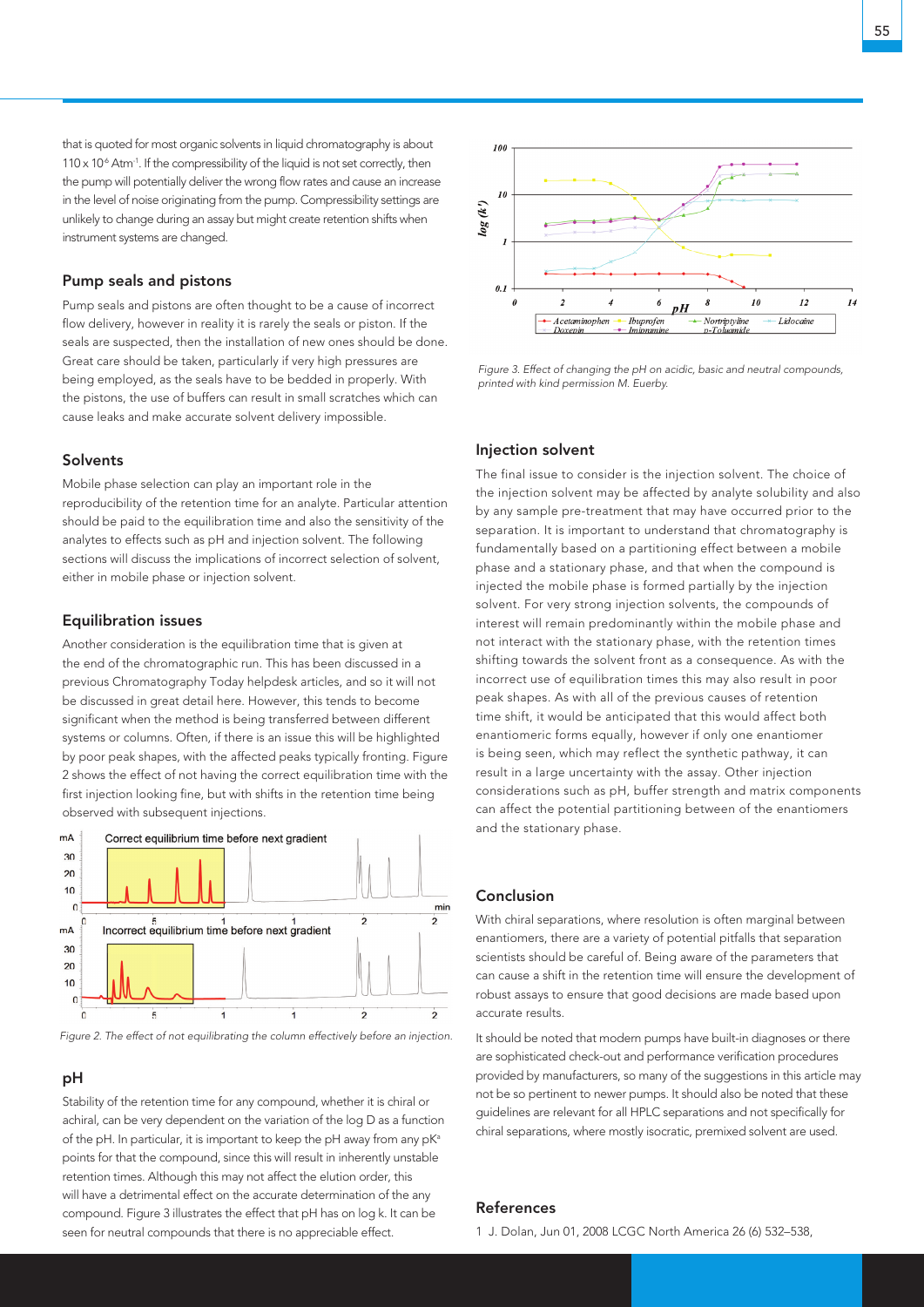that is quoted for most organic solvents in liquid chromatography is about $110 \times 10^{-6}$ Atm$^{-1}$. If the compressibility of the liquid is not set correctly, then the pump will potentially deliver the wrong flow rates and cause an increase in the level of noise originating from the pump. Compressibility settings are unlikely to change during an assay but might create retention shifts when instrument systems are changed.

### Pump seals and pistons

Pump seals and pistons are often thought to be a cause of incorrect flow delivery, however in reality it is rarely the seals or piston. If the seals are suspected, then the installation of new ones should be done. Great care should be taken, particularly if very high pressures are being employed, as the seals have to be bedded in properly. With the pistons, the use of buffers can result in small scratches which can cause leaks and make accurate solvent delivery impossible.

### Solvents

Mobile phase selection can play an important role in the reproducibility of the retention time for an analyte. Particular attention should be paid to the equilibration time and also the sensitivity of the analytes to effects such as pH and injection solvent. The following sections will discuss the implications of incorrect selection of solvent, either in mobile phase or injection solvent.

### Equilibration issues

Another consideration is the equilibration time that is given at the end of the chromatographic run. This has been discussed in a previous Chromatography Today helpdesk articles, and so it will not be discussed in great detail here. However, this tends to become significant when the method is being transferred between different systems or columns. Often, if there is an issue this will be highlighted by poor peak shapes, with the affected peaks typically fronting. Figure 2 shows the effect of not having the correct equilibration time with the first injection looking fine, but with shifts in the retention time being observed with subsequent injections.

Correct equilibrium time before next gradient

Incorrect equilibrium time before next gradient

mA
30
20
10
0

min

Figure 2. The effect of not equilibrating the column effectively before an injection.

### pH

Stability of the retention time for any compound, whether it is chiral or achiral, can be very dependent on the variation of the log D as a function of the pH. In particular, it is important to keep the pH away from any pK$^{a}$ points for that the compound, since this will result in inherently unstable retention times. Although this may not affect the elution order, this will have a detrimental effect on the accurate determination of the any compound. Figure 3 illustrates the effect that pH has on log k. It can be seen for neutral compounds that there is no appreciable effect.

100
10
1
0.1
log (k')
0 2 4 6 8 10 12 14
pH

Acetaminophen, Ibuprofen, Nortriptyline, Lidocaine, Doxepin, Imipramine, p-Toluamide

Figure 3. Effect of changing the pH on acidic, basic and neutral compounds, printed with kind permission M. Euerby.

### Injection solvent

The final issue to consider is the injection solvent. The choice of the injection solvent may be affected by analyte solubility and also by any sample pre-treatment that may have occurred prior to the separation. It is important to understand that chromatography is fundamentally based on a partitioning effect between a mobile phase and a stationary phase, and that when the compound is injected the mobile phase is formed partially by the injection solvent. For very strong injection solvents, the compounds of interest will remain predominantly within the mobile phase and not interact with the stationary phase, with the retention times shifting towards the solvent front as a consequence. As with the incorrect use of equilibration times this may also result in poor peak shapes. As with all of the previous causes of retention time shift, it would be anticipated that this would affect both enantiomeric forms equally, however if only one enantiomer is being seen, which may reflect the synthetic pathway, it can result in a large uncertainty with the assay. Other injection considerations such as pH, buffer strength and matrix components can affect the potential partitioning between of the enantiomers and the stationary phase.

### Conclusion

With chiral separations, where resolution is often marginal between enantiomers, there are a variety of potential pitfalls that separation scientists should be careful of. Being aware of the parameters that can cause a shift in the retention time will ensure the development of robust assays to ensure that good decisions are made based upon accurate results.

It should be noted that modern pumps have built-in diagnoses or there are sophisticated check-out and performance verification procedures provided by manufacturers, so many of the suggestions in this article may not be so pertinent to newer pumps. It should also be noted that these guidelines are relevant for all HPLC separations and not specifically for chiral separations, where mostly isocratic, premixed solvent are used.

### References

1 J. Dolan, Jun 01, 2008 LCGC North America 26 (6) 532–538,